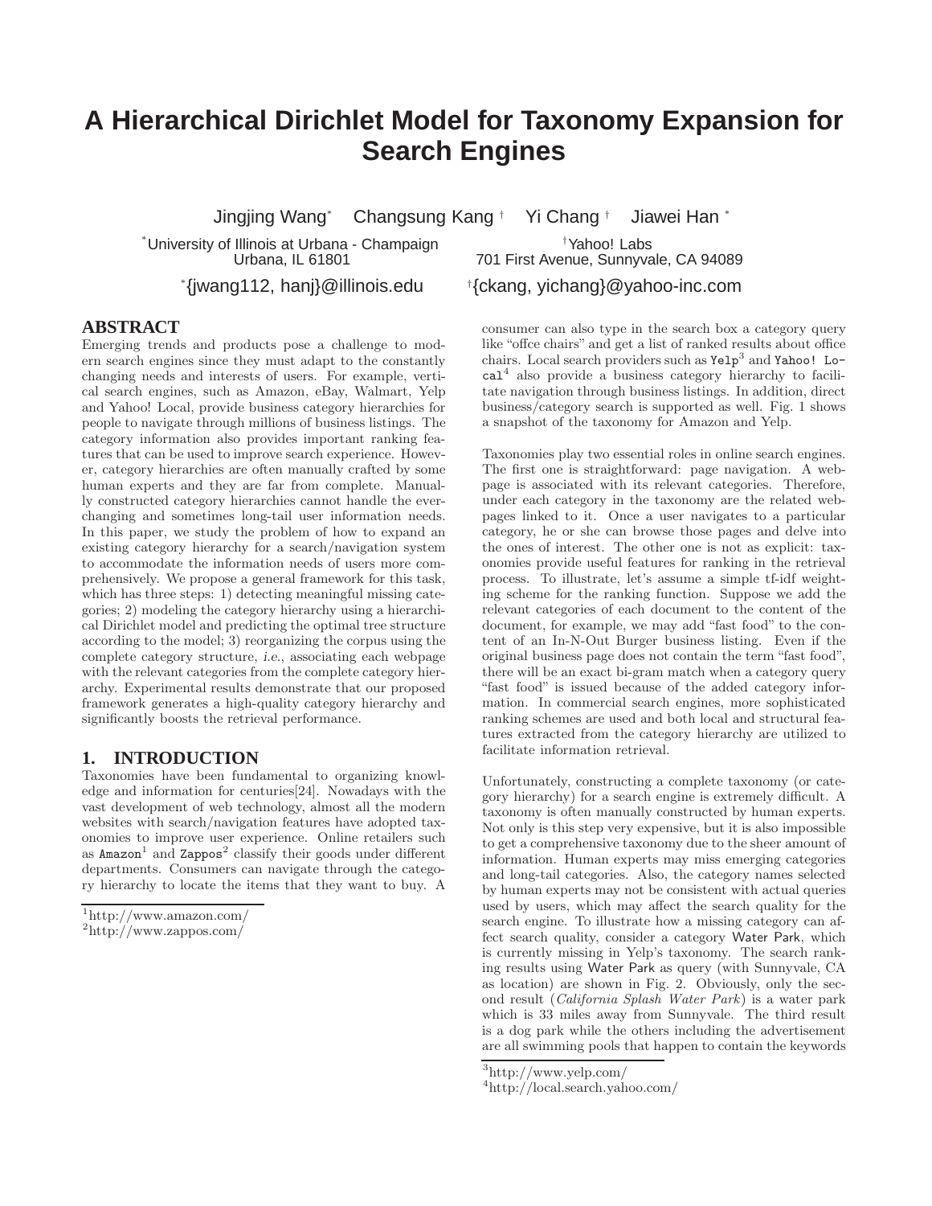# A Hierarchical Dirichlet Model for Taxonomy Expansion for Search Engines

Jingjing Wang[*] Changsung Kang[†] Yi Chang[†] Jiawei Han[*]

[*]University of Illinois at Urbana - Champaign
Urbana, IL 61801

[*]{jwang112, hanj}@illinois.edu

[†]Yahoo! Labs
701 First Avenue, Sunnyvale, CA 94089

[†]{ckang, yichang}@yahoo-inc.com

## ABSTRACT

Emerging trends and products pose a challenge to modern search engines since they must adapt to the constantly changing needs and interests of users. For example, vertical search engines, such as Amazon, eBay, Walmart, Yelp and Yahoo! Local, provide business category hierarchies for people to navigate through millions of business listings. The category information also provides important ranking features that can be used to improve search experience. However, category hierarchies are often manually crafted by some human experts and they are far from complete. Manually constructed category hierarchies cannot handle the ever-changing and sometimes long-tail user information needs. In this paper, we study the problem of how to expand an existing category hierarchy for a search/navigation system to accommodate the information needs of users more comprehensively. We propose a general framework for this task, which has three steps: 1) detecting meaningful missing categories; 2) modeling the category hierarchy using a hierarchical Dirichlet model and predicting the optimal tree structure according to the model; 3) reorganizing the corpus using the complete category structure, *i.e.*, associating each webpage with the relevant categories from the complete category hierarchy. Experimental results demonstrate that our proposed framework generates a high-quality category hierarchy and significantly boosts the retrieval performance.

## 1. INTRODUCTION

Taxonomies have been fundamental to organizing knowledge and information for centuries[24]. Nowadays with the vast development of web technology, almost all the modern websites with search/navigation features have adopted taxonomies to improve user experience. Online retailers such as `Amazon`[1] and `Zappos`[2] classify their goods under different departments. Consumers can navigate through the category hierarchy to locate the items that they want to buy. A consumer can also type in the search box a category query like "offce chairs" and get a list of ranked results about office chairs. Local search providers such as `Yelp`[3] and `Yahoo! Local`[4] also provide a business category hierarchy to facilitate navigation through business listings. In addition, direct business/category search is supported as well. Fig. 1 shows a snapshot of the taxonomy for Amazon and Yelp.

Taxonomies play two essential roles in online search engines. The first one is straightforward: page navigation. A webpage is associated with its relevant categories. Therefore, under each category in the taxonomy are the related webpages linked to it. Once a user navigates to a particular category, he or she can browse those pages and delve into the ones of interest. The other one is not as explicit: taxonomies provide useful features for ranking in the retrieval process. To illustrate, let's assume a simple tf-idf weighting scheme for the ranking function. Suppose we add the relevant categories of each document to the content of the document, for example, we may add "fast food" to the content of an In-N-Out Burger business listing. Even if the original business page does not contain the term "fast food", there will be an exact bi-gram match when a category query "fast food" is issued because of the added category information. In commercial search engines, more sophisticated ranking schemes are used and both local and structural features extracted from the category hierarchy are utilized to facilitate information retrieval.

Unfortunately, constructing a complete taxonomy (or category hierarchy) for a search engine is extremely difficult. A taxonomy is often manually constructed by human experts. Not only is this step very expensive, but it is also impossible to get a comprehensive taxonomy due to the sheer amount of information. Human experts may miss emerging categories and long-tail categories. Also, the category names selected by human experts may not be consistent with actual queries used by users, which may affect the search quality for the search engine. To illustrate how a missing category can affect search quality, consider a category Water Park, which is currently missing in Yelp's taxonomy. The search ranking results using Water Park as query (with Sunnyvale, CA as location) are shown in Fig. 2. Obviously, only the second result (*California Splash Water Park*) is a water park which is 33 miles away from Sunnyvale. The third result is a dog park while the others including the advertisement are all swimming pools that happen to contain the keywords

[1]http://www.amazon.com/

[2]http://www.zappos.com/

[3]http://www.yelp.com/

[4]http://local.search.yahoo.com/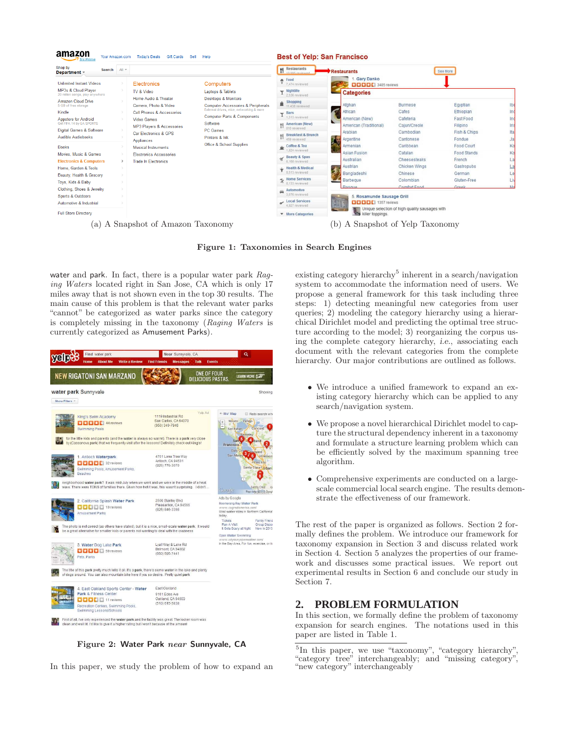(a) A Snapshot of Amazon Taxonomy

(b) A Snapshot of Yelp Taxonomy

**Figure 1: Taxonomies in Search Engines**

water and park. In fact, there is a popular water park *Raging Waters* located right in San Jose, CA which is only 17 miles away that is not shown even in the top 30 results. The main cause of this problem is that the relevant water parks "cannot" be categorized as water parks since the category is completely missing in the taxonomy (*Raging Waters* is currently categorized as Amusement Parks).

**Figure 2: Water Park *near* Sunnyvale, CA**

In this paper, we study the problem of how to expand an existing category hierarchy[5] inherent in a search/navigation system to accommodate the information need of users. We propose a general framework for this task including three steps: 1) detecting meaningful new categories from user queries; 2) modeling the category hierarchy using a hierarchical Dirichlet model and predicting the optimal tree structure according to the model; 3) reorganizing the corpus using the complete category hierarchy, *i.e.*, associating each document with the relevant categories from the complete hierarchy. Our major contributions are outlined as follows.

- We introduce a unified framework to expand an existing category hierarchy which can be applied to any search/navigation system.
- We propose a novel hierarchical Dirichlet model to capture the structural dependency inherent in a taxonomy and formulate a structure learning problem which can be efficiently solved by the maximum spanning tree algorithm.
- Comprehensive experiments are conducted on a large-scale commercial local search engine. The results demonstrate the effectiveness of our framework.

The rest of the paper is organized as follows. Section 2 formally defines the problem. We introduce our framework for taxonomy expansion in Section 3 and discuss related work in Section 4. Section 5 analyzes the properties of our framework and discusses some practical issues. We report out experimental results in Section 6 and conclude our study in Section 7.

## 2. PROBLEM FORMULATION

In this section, we formally define the problem of taxonomy expansion for search engines. The notations used in this paper are listed in Table 1.

[5]In this paper, we use "taxonomy", "category hierarchy", "category tree" interchangeably; and "missing category", "new category" interchangeably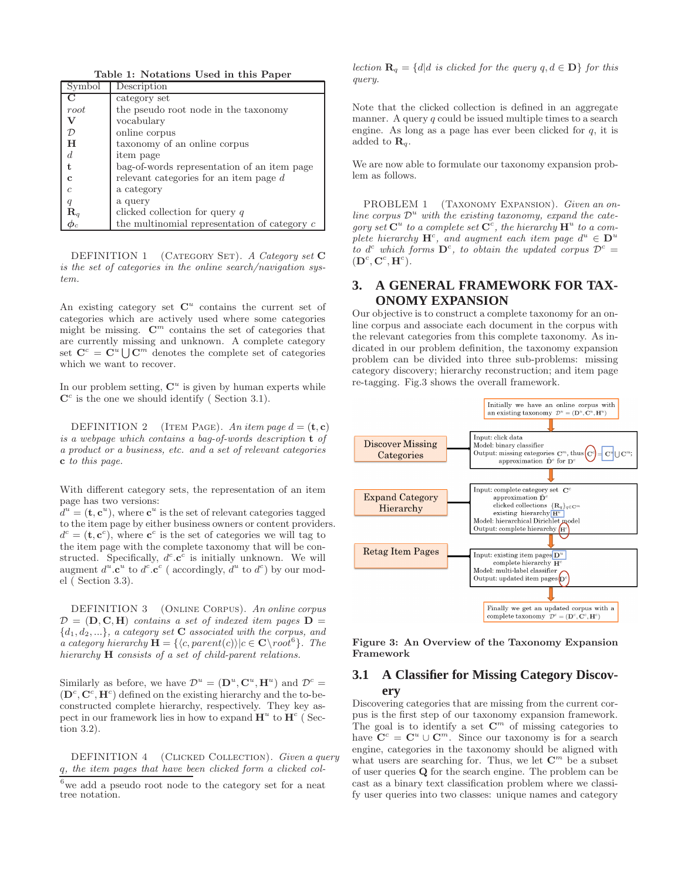**Table 1: Notations Used in this Paper**

| Symbol | Description |
|---|---|
| $\mathbf{C}$ | category set |
| $root$ | the pseudo root node in the taxonomy |
| $\mathbf{V}$ | vocabulary |
| $\mathcal{D}$ | online corpus |
| $\mathbf{H}$ | taxonomy of an online corpus |
| $d$ | item page |
| $\mathbf{t}$ | bag-of-words representation of an item page |
| $\mathbf{c}$ | relevant categories for an item page $d$ |
| $c$ | a category |
| $q$ | a query |
| $\mathbf{R}_q$ | clicked collection for query $q$ |
| $\phi_c$ | the multinomial representation of category $c$ |

DEFINITION 1 (CATEGORY SET). *A Category set $\mathbf{C}$ is the set of categories in the online search/navigation system.*

An existing category set $\mathbf{C}^u$ contains the current set of categories which are actively used where some categories might be missing. $\mathbf{C}^m$ contains the set of categories that are currently missing and unknown. A complete category set $\mathbf{C}^c = \mathbf{C}^u \bigcup \mathbf{C}^m$ denotes the complete set of categories which we want to recover.

In our problem setting, $\mathbf{C}^u$ is given by human experts while $\mathbf{C}^c$ is the one we should identify ( Section 3.1).

DEFINITION 2 (ITEM PAGE). *An item page $d = (\mathbf{t}, \mathbf{c})$ is a webpage which contains a bag-of-words description $\mathbf{t}$ of a product or a business, etc. and a set of relevant categories $\mathbf{c}$ to this page.*

With different category sets, the representation of an item page has two versions:
$d^u = (\mathbf{t}, \mathbf{c}^u)$, where $\mathbf{c}^u$ is the set of relevant categories tagged to the item page by either business owners or content providers.
$d^c = (\mathbf{t}, \mathbf{c}^c)$, where $\mathbf{c}^c$ is the set of categories we will tag to the item page with the complete taxonomy that will be constructed. Specifically, $d^c.\mathbf{c}^c$ is initially unknown. We will augment $d^u.\mathbf{c}^u$ to $d^c.\mathbf{c}^c$ ( accordingly, $d^u$ to $d^c$) by our model ( Section 3.3).

DEFINITION 3 (ONLINE CORPUS). *An online corpus $\mathcal{D} = (\mathbf{D}, \mathbf{C}, \mathbf{H})$ contains a set of indexed item pages $\mathbf{D} = \{d_1, d_2, ...\}$, a category set $\mathbf{C}$ associated with the corpus, and a category hierarchy $\mathbf{H} = \{\langle c, parent(c)\rangle | c \in \mathbf{C} \backslash root$[6]$\}$. The hierarchy $\mathbf{H}$ consists of a set of child-parent relations.*

Similarly as before, we have $\mathcal{D}^u = (\mathbf{D}^u, \mathbf{C}^u, \mathbf{H}^u)$ and $\mathcal{D}^c = (\mathbf{D}^c, \mathbf{C}^c, \mathbf{H}^c)$ defined on the existing hierarchy and the to-be-constructed complete hierarchy, respectively. They key aspect in our framework lies in how to expand $\mathbf{H}^u$ to $\mathbf{H}^c$ ( Section 3.2).

DEFINITION 4 (CLICKED COLLECTION). *Given a query $q$, the item pages that have been clicked form a clicked collection $\mathbf{R}_q = \{d | d$ is clicked for the query $q, d \in \mathbf{D}\}$ for this query.*

[6] we add a pseudo root node to the category set for a neat tree notation.

Note that the clicked collection is defined in an aggregate manner. A query $q$ could be issued multiple times to a search engine. As long as a page has ever been clicked for $q$, it is added to $\mathbf{R}_q$.

We are now able to formulate our taxonomy expansion problem as follows.

PROBLEM 1 (TAXONOMY EXPANSION). *Given an online corpus $\mathcal{D}^u$ with the existing taxonomy, expand the category set $\mathbf{C}^u$ to a complete set $\mathbf{C}^c$, the hierarchy $\mathbf{H}^u$ to a complete hierarchy $\mathbf{H}^c$, and augment each item page $d^u \in \mathbf{D}^u$ to $d^c$ which forms $\mathbf{D}^c$, to obtain the updated corpus $\mathcal{D}^c = (\mathbf{D}^c, \mathbf{C}^c, \mathbf{H}^c)$.*

## 3. A GENERAL FRAMEWORK FOR TAXONOMY EXPANSION

Our objective is to construct a complete taxonomy for an online corpus and associate each document in the corpus with the relevant categories from this complete taxonomy. As indicated in our problem definition, the taxonomy expansion problem can be divided into three sub-problems: missing category discovery; hierarchy reconstruction; and item page re-tagging. Fig.3 shows the overall framework.

Initially we have an online corpus with an existing taxonomy $\mathcal{D}^u = (\mathbf{D}^u, \mathbf{C}^u, \mathbf{H}^u)$

**Discover Missing Categories** — Input: click data; Model: binary classifier; Output: missing categories $\mathbf{C}^m$, thus $\mathbf{C}^c = \mathbf{C}^u \bigcup \mathbf{C}^m$; approximation $\hat{\mathbf{D}}^c$ for $\mathbf{D}^c$

**Expand Category Hierarchy** — Input: complete category set $\mathbf{C}^c$, approximation $\hat{\mathbf{D}}^c$, clicked collections $\{\mathbf{R}_q\}_{q \in \mathbf{C}^m}$, existing hierarchy $\mathbf{H}^u$; Model: hierarchical Dirichlet model; Output: complete hierarchy $\mathbf{H}^c$

**Retag Item Pages** — Input: existing item pages $\mathbf{D}^u$, complete hierarchy $\mathbf{H}^c$; Model: multi-label classifier; Output: updated item pages $\mathbf{D}^c$

Finally we get an updated corpus with a complete taxonomy $\mathcal{D}^c = (\mathbf{D}^c, \mathbf{C}^c, \mathbf{H}^c)$

**Figure 3: An Overview of the Taxonomy Expansion Framework**

### 3.1 A Classifier for Missing Category Discovery

Discovering categories that are missing from the current corpus is the first step of our taxonomy expansion framework. The goal is to identify a set $\mathbf{C}^m$ of missing categories to have $\mathbf{C}^c = \mathbf{C}^u \cup \mathbf{C}^m$. Since our taxonomy is for a search engine, categories in the taxonomy should be aligned with what users are searching for. Thus, we let $\mathbf{C}^m$ be a subset of user queries $\mathbf{Q}$ for the search engine. The problem can be cast as a binary text classification problem where we classify user queries into two classes: unique names and category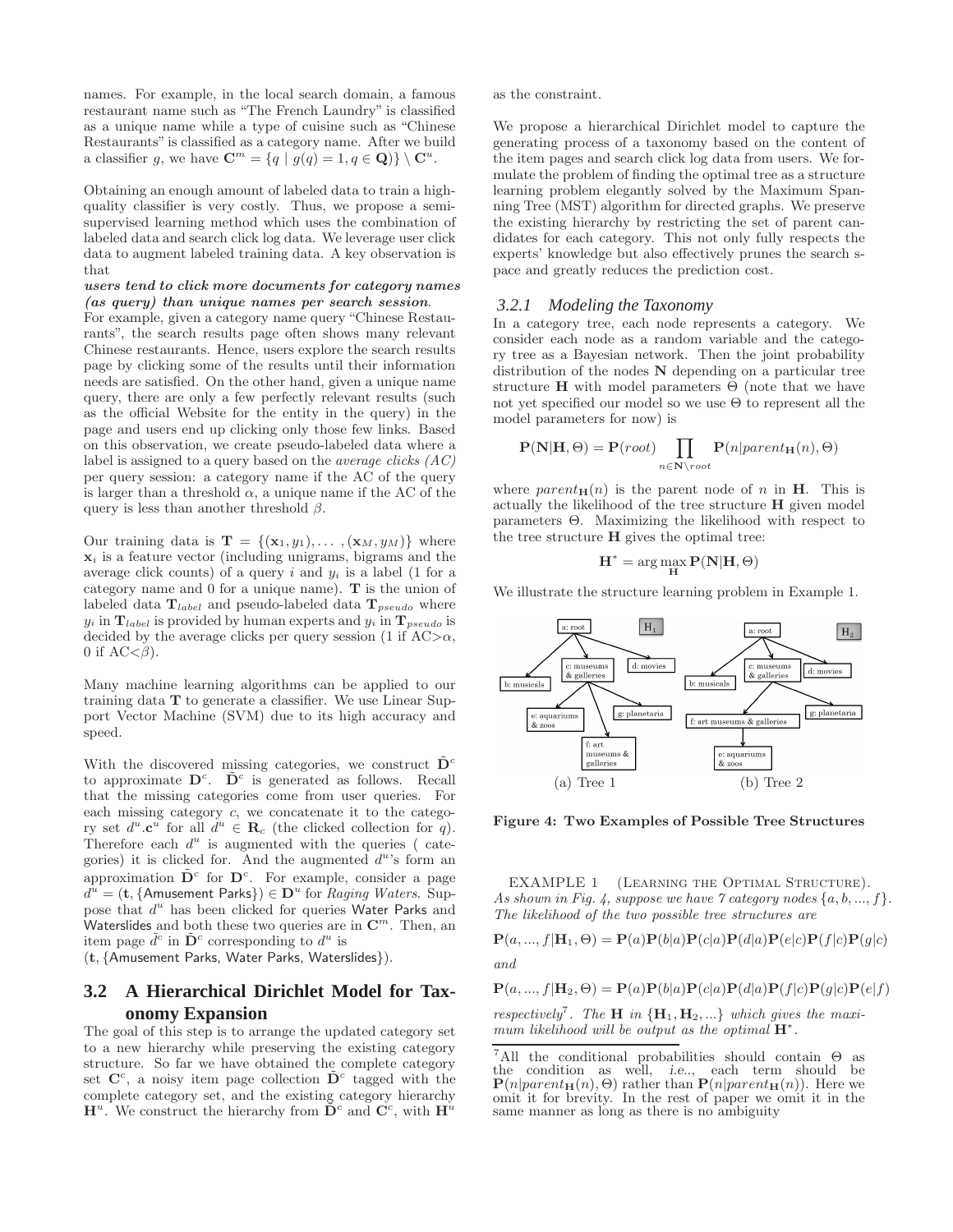names. For example, in the local search domain, a famous restaurant name such as "The French Laundry" is classified as a unique name while a type of cuisine such as "Chinese Restaurants" is classified as a category name. After we build a classifier $g$, we have $\mathbf{C}^m = \{q \mid g(q) = 1, q \in \mathbf{Q})\} \setminus \mathbf{C}^u$.

Obtaining an enough amount of labeled data to train a high-quality classifier is very costly. Thus, we propose a semi-supervised learning method which uses the combination of labeled data and search click log data. We leverage user click data to augment labeled training data. A key observation is that

***users tend to click more documents for category names (as query) than unique names per search session***.

For example, given a category name query "Chinese Restaurants", the search results page often shows many relevant Chinese restaurants. Hence, users explore the search results page by clicking some of the results until their information needs are satisfied. On the other hand, given a unique name query, there are only a few perfectly relevant results (such as the official Website for the entity in the query) in the page and users end up clicking only those few links. Based on this observation, we create pseudo-labeled data where a label is assigned to a query based on the *average clicks (AC)* per query session: a category name if the AC of the query is larger than a threshold $\alpha$, a unique name if the AC of the query is less than another threshold $\beta$.

Our training data is $\mathbf{T} = \{(\mathbf{x}_1, y_1), \ldots, (\mathbf{x}_M, y_M)\}$ where $\mathbf{x}_i$ is a feature vector (including unigrams, bigrams and the average click counts) of a query $i$ and $y_i$ is a label (1 for a category name and 0 for a unique name). $\mathbf{T}$ is the union of labeled data $\mathbf{T}_{label}$ and pseudo-labeled data $\mathbf{T}_{pseudo}$ where $y_i$ in $\mathbf{T}_{label}$ is provided by human experts and $y_i$ in $\mathbf{T}_{pseudo}$ is decided by the average clicks per query session (1 if AC$>\alpha$, 0 if AC$<\beta$).

Many machine learning algorithms can be applied to our training data $\mathbf{T}$ to generate a classifier. We use Linear Support Vector Machine (SVM) due to its high accuracy and speed.

With the discovered missing categories, we construct $\tilde{\mathbf{D}}^c$ to approximate $\mathbf{D}^c$. $\tilde{\mathbf{D}}^c$ is generated as follows. Recall that the missing categories come from user queries. For each missing category $c$, we concatenate it to the category set $d^u.\mathbf{c}^u$ for all $d^u \in \mathbf{R}_c$ (the clicked collection for $q$). Therefore each $d^u$ is augmented with the queries ( categories) it is clicked for. And the augmented $d^u$'s form an approximation $\tilde{\mathbf{D}}^c$ for $\mathbf{D}^c$. For example, consider a page $d^u = (\mathbf{t}, \{\text{Amusement Parks}\}) \in \mathbf{D}^u$ for *Raging Waters*. Suppose that $d^u$ has been clicked for queries Water Parks and Waterslides and both these two queries are in $\mathbf{C}^m$. Then, an item page $\tilde{d}^c$ in $\tilde{\mathbf{D}}^c$ corresponding to $d^u$ is $(\mathbf{t}, \{\text{Amusement Parks, Water Parks, Waterslides}\})$.

## 3.2 A Hierarchical Dirichlet Model for Taxonomy Expansion

The goal of this step is to arrange the updated category set to a new hierarchy while preserving the existing category structure. So far we have obtained the complete category set $\mathbf{C}^c$, a noisy item page collection $\tilde{\mathbf{D}}^c$ tagged with the complete category set, and the existing category hierarchy $\mathbf{H}^u$. We construct the hierarchy from $\tilde{\mathbf{D}}^c$ and $\mathbf{C}^c$, with $\mathbf{H}^u$ as the constraint.

We propose a hierarchical Dirichlet model to capture the generating process of a taxonomy based on the content of the item pages and search click log data from users. We formulate the problem of finding the optimal tree as a structure learning problem elegantly solved by the Maximum Spanning Tree (MST) algorithm for directed graphs. We preserve the existing hierarchy by restricting the set of parent candidates for each category. This not only fully respects the experts' knowledge but also effectively prunes the search space and greatly reduces the prediction cost.

### 3.2.1 Modeling the Taxonomy

In a category tree, each node represents a category. We consider each node as a random variable and the category tree as a Bayesian network. Then the joint probability distribution of the nodes $\mathbf{N}$ depending on a particular tree structure $\mathbf{H}$ with model parameters $\Theta$ (note that we have not yet specified our model so we use $\Theta$ to represent all the model parameters for now) is

$$\mathbf{P}(\mathbf{N}|\mathbf{H}, \Theta) = \mathbf{P}(root) \prod_{n \in \mathbf{N} \setminus root} \mathbf{P}(n|parent_{\mathbf{H}}(n), \Theta)$$

where $parent_{\mathbf{H}}(n)$ is the parent node of $n$ in $\mathbf{H}$. This is actually the likelihood of the tree structure $\mathbf{H}$ given model parameters $\Theta$. Maximizing the likelihood with respect to the tree structure $\mathbf{H}$ gives the optimal tree:

$$\mathbf{H}^* = \arg\max_{\mathbf{H}} \mathbf{P}(\mathbf{N}|\mathbf{H}, \Theta)$$

We illustrate the structure learning problem in Example 1.

(a) Tree 1 (b) Tree 2

**Figure 4: Two Examples of Possible Tree Structures**

Example 1 (Learning the Optimal Structure). *As shown in Fig. 4, suppose we have 7 category nodes $\{a, b, ..., f\}$. The likelihood of the two possible tree structures are*

$$\mathbf{P}(a, ..., f|\mathbf{H}_1, \Theta) = \mathbf{P}(a)\mathbf{P}(b|a)\mathbf{P}(c|a)\mathbf{P}(d|a)\mathbf{P}(e|c)\mathbf{P}(f|c)\mathbf{P}(g|c)$$

*and*

$$\mathbf{P}(a, ..., f|\mathbf{H}_2, \Theta) = \mathbf{P}(a)\mathbf{P}(b|a)\mathbf{P}(c|a)\mathbf{P}(d|a)\mathbf{P}(f|c)\mathbf{P}(g|c)\mathbf{P}(e|f)$$

*respectively*[7]. *The $\mathbf{H}$ in $\{\mathbf{H}_1, \mathbf{H}_2, ...\}$ which gives the maximum likelihood will be output as the optimal $\mathbf{H}^*$.*

[7] All the conditional probabilities should contain $\Theta$ as the condition as well, *i.e.*., each term should be $\mathbf{P}(n|parent_{\mathbf{H}}(n), \Theta)$ rather than $\mathbf{P}(n|parent_{\mathbf{H}}(n))$. Here we omit it for brevity. In the rest of paper we omit it in the same manner as long as there is no ambiguity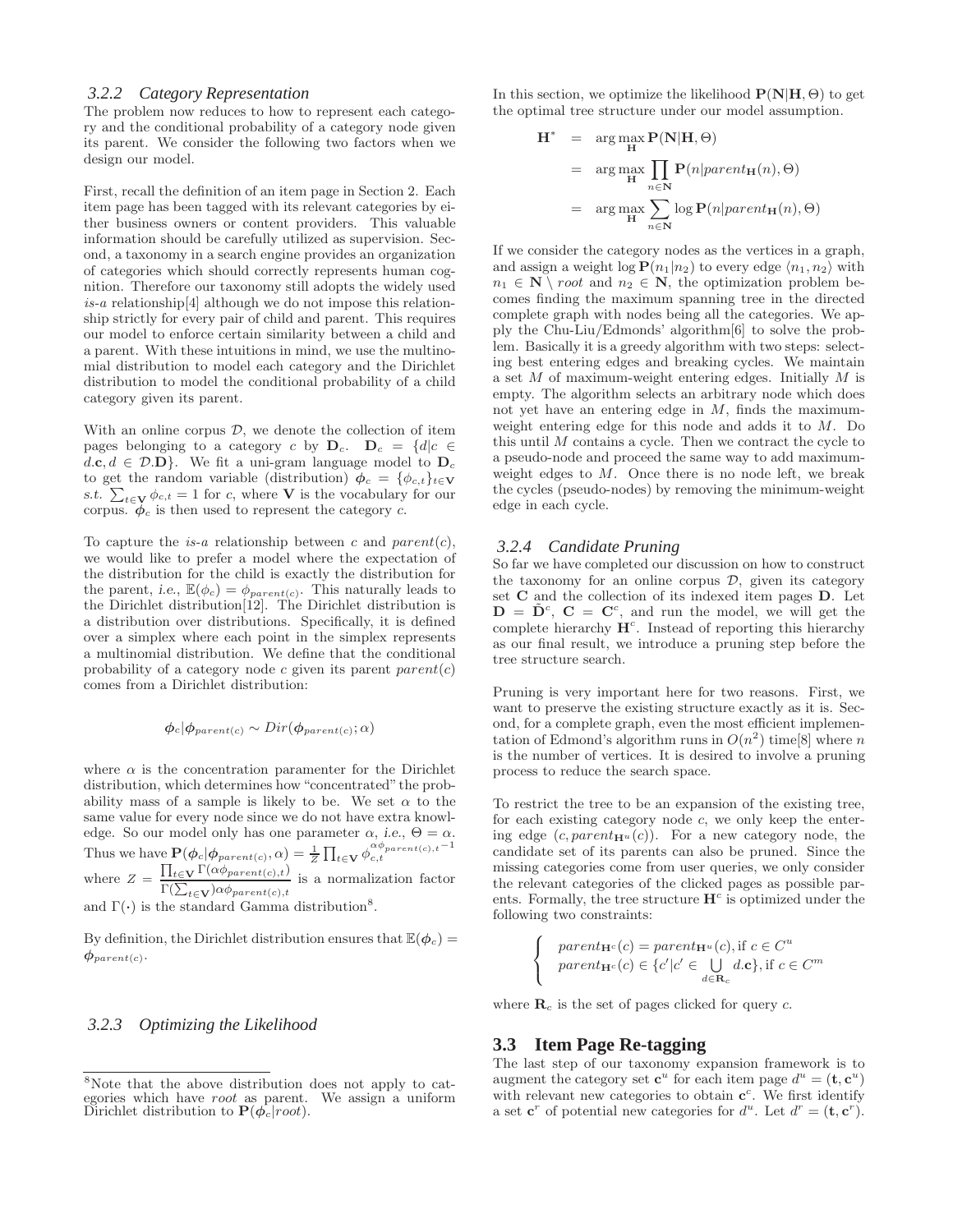### 3.2.2 Category Representation

The problem now reduces to how to represent each category and the conditional probability of a category node given its parent. We consider the following two factors when we design our model.

First, recall the definition of an item page in Section 2. Each item page has been tagged with its relevant categories by either business owners or content providers. This valuable information should be carefully utilized as supervision. Second, a taxonomy in a search engine provides an organization of categories which should correctly represents human cognition. Therefore our taxonomy still adopts the widely used *is-a* relationship[4] although we do not impose this relationship strictly for every pair of child and parent. This requires our model to enforce certain similarity between a child and a parent. With these intuitions in mind, we use the multinomial distribution to model each category and the Dirichlet distribution to model the conditional probability of a child category given its parent.

With an online corpus $\mathcal{D}$, we denote the collection of item pages belonging to a category $c$ by $\mathbf{D}_c$. $\mathbf{D}_c = \{d | c \in d.\mathbf{c}, d \in \mathcal{D}.\mathbf{D}\}$. We fit a uni-gram language model to $\mathbf{D}_c$ to get the random variable (distribution) $\boldsymbol{\phi}_c = \{\phi_{c,t}\}_{t \in \mathbf{V}}$ *s.t.* $\sum_{t \in \mathbf{V}} \phi_{c,t} = 1$ for $c$, where $\mathbf{V}$ is the vocabulary for our corpus. $\boldsymbol{\phi}_c$ is then used to represent the category $c$.

To capture the *is-a* relationship between $c$ and $parent(c)$, we would like to prefer a model where the expectation of the distribution for the child is exactly the distribution for the parent, *i.e.*, $\mathbb{E}(\phi_c) = \phi_{parent(c)}$. This naturally leads to the Dirichlet distribution[12]. The Dirichlet distribution is a distribution over distributions. Specifically, it is defined over a simplex where each point in the simplex represents a multinomial distribution. We define that the conditional probability of a category node $c$ given its parent $parent(c)$ comes from a Dirichlet distribution:

$$\boldsymbol{\phi}_c | \boldsymbol{\phi}_{parent(c)} \sim Dir(\boldsymbol{\phi}_{parent(c)}; \alpha)$$

where $\alpha$ is the concentration paramenter for the Dirichlet distribution, which determines how "concentrated" the probability mass of a sample is likely to be. We set $\alpha$ to the same value for every node since we do not have extra knowledge. So our model only has one parameter $\alpha$, *i.e.*, $\Theta = \alpha$. Thus we have $\mathbf{P}(\boldsymbol{\phi}_c | \boldsymbol{\phi}_{parent(c)}, \alpha) = \frac{1}{Z} \prod_{t \in \mathbf{V}} \phi_{c,t}^{\alpha \phi_{parent(c),t} - 1}$ where $Z = \dfrac{\prod_{t \in \mathbf{V}} \Gamma(\alpha \phi_{parent(c),t})}{\Gamma(\sum_{t \in \mathbf{V}}) \alpha \phi_{parent(c),t}}$ is a normalization factor and $\Gamma(\cdot)$ is the standard Gamma distribution[8].

By definition, the Dirichlet distribution ensures that $\mathbb{E}(\boldsymbol{\phi}_c) = \boldsymbol{\phi}_{parent(c)}$.

### 3.2.3 Optimizing the Likelihood

In this section, we optimize the likelihood $\mathbf{P}(\mathbf{N}|\mathbf{H}, \Theta)$ to get the optimal tree structure under our model assumption.

$$\begin{aligned}
\mathbf{H}^* &= \arg\max_{\mathbf{H}} \mathbf{P}(\mathbf{N}|\mathbf{H}, \Theta) \\
&= \arg\max_{\mathbf{H}} \prod_{n \in \mathbf{N}} \mathbf{P}(n | parent_{\mathbf{H}}(n), \Theta) \\
&= \arg\max_{\mathbf{H}} \sum_{n \in \mathbf{N}} \log \mathbf{P}(n | parent_{\mathbf{H}}(n), \Theta)
\end{aligned}$$

If we consider the category nodes as the vertices in a graph, and assign a weight $\log \mathbf{P}(n_1|n_2)$ to every edge $\langle n_1, n_2 \rangle$ with $n_1 \in \mathbf{N} \setminus root$ and $n_2 \in \mathbf{N}$, the optimization problem becomes finding the maximum spanning tree in the directed complete graph with nodes being all the categories. We apply the Chu-Liu/Edmonds' algorithm[6] to solve the problem. Basically it is a greedy algorithm with two steps: selecting best entering edges and breaking cycles. We maintain a set $M$ of maximum-weight entering edges. Initially $M$ is empty. The algorithm selects an arbitrary node which does not yet have an entering edge in $M$, finds the maximum-weight entering edge for this node and adds it to $M$. Do this until $M$ contains a cycle. Then we contract the cycle to a pseudo-node and proceed the same way to add maximum-weight edges to $M$. Once there is no node left, we break the cycles (pseudo-nodes) by removing the minimum-weight edge in each cycle.

### 3.2.4 Candidate Pruning

So far we have completed our discussion on how to construct the taxonomy for an online corpus $\mathcal{D}$, given its category set $\mathbf{C}$ and the collection of its indexed item pages $\mathbf{D}$. Let $\mathbf{D} = \tilde{\mathbf{D}}^c$, $\mathbf{C} = \mathbf{C}^c$, and run the model, we will get the complete hierarchy $\mathbf{H}^c$. Instead of reporting this hierarchy as our final result, we introduce a pruning step before the tree structure search.

Pruning is very important here for two reasons. First, we want to preserve the existing structure exactly as it is. Second, for a complete graph, even the most efficient implementation of Edmond's algorithm runs in $O(n^2)$ time[8] where $n$ is the number of vertices. It is desired to involve a pruning process to reduce the search space.

To restrict the tree to be an expansion of the existing tree, for each existing category node $c$, we only keep the entering edge $(c, parent_{\mathbf{H}^u}(c))$. For a new category node, the candidate set of its parents can also be pruned. Since the missing categories come from user queries, we only consider the relevant categories of the clicked pages as possible parents. Formally, the tree structure $\mathbf{H}^c$ is optimized under the following two constraints:

$$\begin{cases}
parent_{\mathbf{H}^c}(c) = parent_{\mathbf{H}^u}(c), \text{if } c \in C^u \\
parent_{\mathbf{H}^c}(c) \in \{c' | c' \in \bigcup_{d \in \mathbf{R}_c} d.\mathbf{c}\}, \text{if } c \in C^m
\end{cases}$$

where $\mathbf{R}_c$ is the set of pages clicked for query $c$.

## 3.3 Item Page Re-tagging

The last step of our taxonomy expansion framework is to augment the category set $\mathbf{c}^u$ for each item page $d^u = (\mathbf{t}, \mathbf{c}^u)$ with relevant new categories to obtain $\mathbf{c}^c$. We first identify a set $\mathbf{c}^r$ of potential new categories for $d^u$. Let $d^r = (\mathbf{t}, \mathbf{c}^r)$.

---

[8] Note that the above distribution does not apply to categories which have *root* as parent. We assign a uniform Dirichlet distribution to $\mathbf{P}(\boldsymbol{\phi}_c | root)$.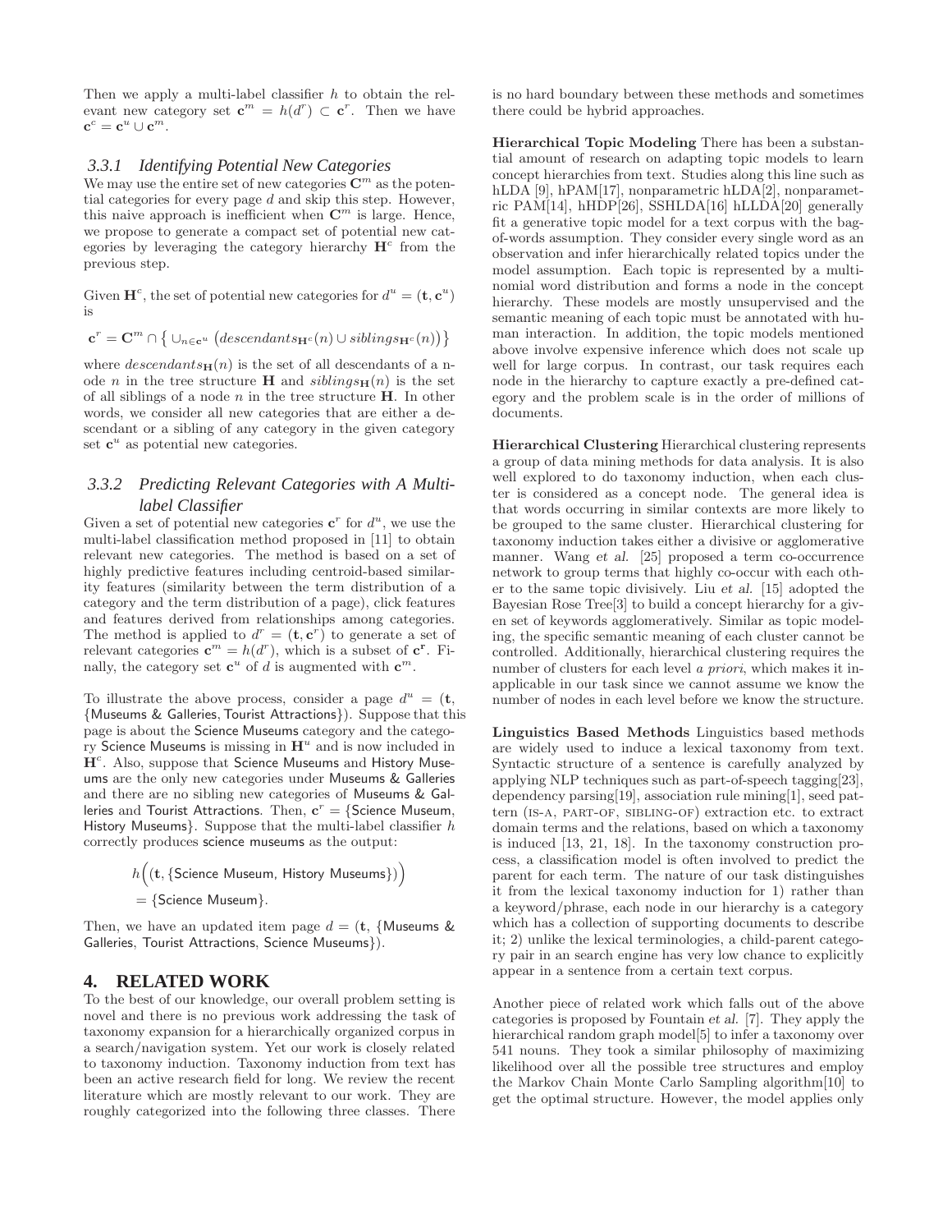Then we apply a multi-label classifier $h$ to obtain the relevant new category set $\mathbf{c}^m = h(d^r) \subset \mathbf{c}^r$. Then we have $\mathbf{c}^c = \mathbf{c}^u \cup \mathbf{c}^m$.

### 3.3.1 Identifying Potential New Categories

We may use the entire set of new categories $\mathbf{C}^m$ as the potential categories for every page $d$ and skip this step. However, this naive approach is inefficient when $\mathbf{C}^m$ is large. Hence, we propose to generate a compact set of potential new categories by leveraging the category hierarchy $\mathbf{H}^c$ from the previous step.

Given $\mathbf{H}^c$, the set of potential new categories for $d^u = (\mathbf{t}, \mathbf{c}^u)$ is

$$\mathbf{c}^r = \mathbf{C}^m \cap \left\{ \cup_{n \in \mathbf{c}^u} \left( descendants_{\mathbf{H}^c}(n) \cup siblings_{\mathbf{H}^c}(n) \right) \right\}$$

where $descendants_{\mathbf{H}}(n)$ is the set of all descendants of a node $n$ in the tree structure $\mathbf{H}$ and $siblings_{\mathbf{H}}(n)$ is the set of all siblings of a node $n$ in the tree structure $\mathbf{H}$. In other words, we consider all new categories that are either a descendant or a sibling of any category in the given category set $\mathbf{c}^u$ as potential new categories.

### 3.3.2 Predicting Relevant Categories with A Multi-label Classifier

Given a set of potential new categories $\mathbf{c}^r$ for $d^u$, we use the multi-label classification method proposed in [11] to obtain relevant new categories. The method is based on a set of highly predictive features including centroid-based similarity features (similarity between the term distribution of a category and the term distribution of a page), click features and features derived from relationships among categories. The method is applied to $d^r = (\mathbf{t}, \mathbf{c}^r)$ to generate a set of relevant categories $\mathbf{c}^m = h(d^r)$, which is a subset of $\mathbf{c}^r$. Finally, the category set $\mathbf{c}^u$ of $d$ is augmented with $\mathbf{c}^m$.

To illustrate the above process, consider a page $d^u = (\mathbf{t},$ {Museums & Galleries, Tourist Attractions}). Suppose that this page is about the Science Museums category and the category Science Museums is missing in $\mathbf{H}^u$ and is now included in $\mathbf{H}^c$. Also, suppose that Science Museums and History Museums are the only new categories under Museums & Galleries and there are no sibling new categories of Museums & Galleries and Tourist Attractions. Then, $\mathbf{c}^r =$ {Science Museum, History Museums}. Suppose that the multi-label classifier $h$ correctly produces science museums as the output:

$$h\Big((\mathbf{t}, \{\text{Science Museum, History Museums}\})\Big) = \{\text{Science Museum}\}.$$

Then, we have an updated item page $d = (\mathbf{t},$ {Museums & Galleries, Tourist Attractions, Science Museums}).

## 4. RELATED WORK

To the best of our knowledge, our overall problem setting is novel and there is no previous work addressing the task of taxonomy expansion for a hierarchically organized corpus in a search/navigation system. Yet our work is closely related to taxonomy induction. Taxonomy induction from text has been an active research field for long. We review the recent literature which are mostly relevant to our work. They are roughly categorized into the following three classes. There is no hard boundary between these methods and sometimes there could be hybrid approaches.

**Hierarchical Topic Modeling** There has been a substantial amount of research on adapting topic models to learn concept hierarchies from text. Studies along this line such as hLDA [9], hPAM[17], nonparametric hLDA[2], nonparametric PAM[14], hHDP[26], SSHLDA[16] hLLDA[20] generally fit a generative topic model for a text corpus with the bag-of-words assumption. They consider every single word as an observation and infer hierarchically related topics under the model assumption. Each topic is represented by a multinomial word distribution and forms a node in the concept hierarchy. These models are mostly unsupervised and the semantic meaning of each topic must be annotated with human interaction. In addition, the topic models mentioned above involve expensive inference which does not scale up well for large corpus. In contrast, our task requires each node in the hierarchy to capture exactly a pre-defined category and the problem scale is in the order of millions of documents.

**Hierarchical Clustering** Hierarchical clustering represents a group of data mining methods for data analysis. It is also well explored to do taxonomy induction, when each cluster is considered as a concept node. The general idea is that words occurring in similar contexts are more likely to be grouped to the same cluster. Hierarchical clustering for taxonomy induction takes either a divisive or agglomerative manner. Wang *et al.* [25] proposed a term co-occurrence network to group terms that highly co-occur with each other to the same topic divisively. Liu *et al.* [15] adopted the Bayesian Rose Tree[3] to build a concept hierarchy for a given set of keywords agglomeratively. Similar as topic modeling, the specific semantic meaning of each cluster cannot be controlled. Additionally, hierarchical clustering requires the number of clusters for each level *a priori*, which makes it inapplicable in our task since we cannot assume we know the number of nodes in each level before we know the structure.

**Linguistics Based Methods** Linguistics based methods are widely used to induce a lexical taxonomy from text. Syntactic structure of a sentence is carefully analyzed by applying NLP techniques such as part-of-speech tagging[23], dependency parsing[19], association rule mining[1], seed pattern (IS-A, PART-OF, SIBLING-OF) extraction etc. to extract domain terms and the relations, based on which a taxonomy is induced [13, 21, 18]. In the taxonomy construction process, a classification model is often involved to predict the parent for each term. The nature of our task distinguishes it from the lexical taxonomy induction for 1) rather than a keyword/phrase, each node in our hierarchy is a category which has a collection of supporting documents to describe it; 2) unlike the lexical terminologies, a child-parent category pair in an search engine has very low chance to explicitly appear in a sentence from a certain text corpus.

Another piece of related work which falls out of the above categories is proposed by Fountain *et al.* [7]. They apply the hierarchical random graph model[5] to infer a taxonomy over 541 nouns. They took a similar philosophy of maximizing likelihood over all the possible tree structures and employ the Markov Chain Monte Carlo Sampling algorithm[10] to get the optimal structure. However, the model applies only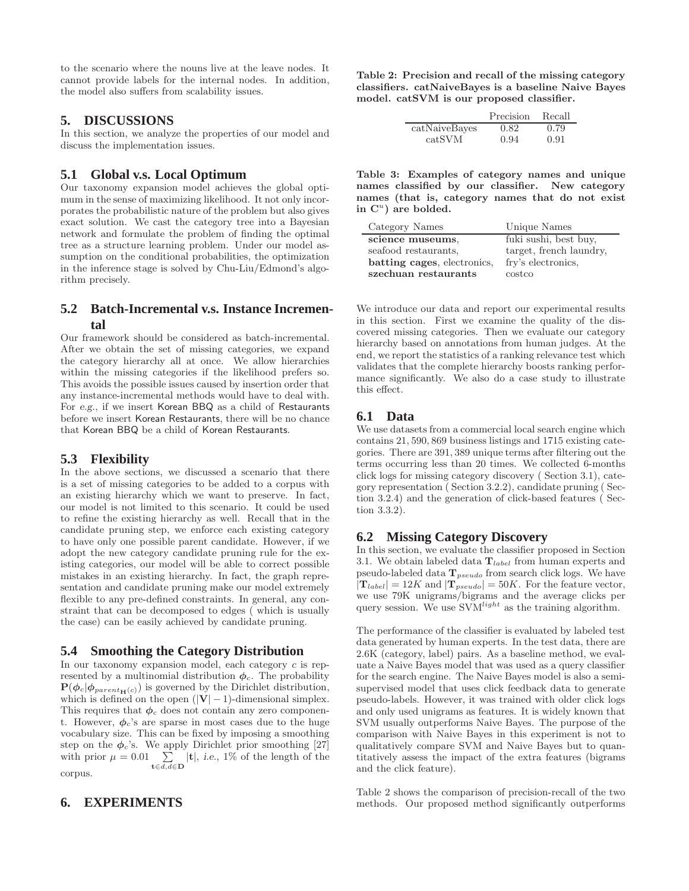to the scenario where the nouns live at the leave nodes. It cannot provide labels for the internal nodes. In addition, the model also suffers from scalability issues.

## 5. DISCUSSIONS

In this section, we analyze the properties of our model and discuss the implementation issues.

### 5.1 Global v.s. Local Optimum

Our taxonomy expansion model achieves the global optimum in the sense of maximizing likelihood. It not only incorporates the probabilistic nature of the problem but also gives exact solution. We cast the category tree into a Bayesian network and formulate the problem of finding the optimal tree as a structure learning problem. Under our model assumption on the conditional probabilities, the optimization in the inference stage is solved by Chu-Liu/Edmond's algorithm precisely.

### 5.2 Batch-Incremental v.s. Instance Incremental

Our framework should be considered as batch-incremental. After we obtain the set of missing categories, we expand the category hierarchy all at once. We allow hierarchies within the missing categories if the likelihood prefers so. This avoids the possible issues caused by insertion order that any instance-incremental methods would have to deal with. For *e.g.*, if we insert Korean BBQ as a child of Restaurants before we insert Korean Restaurants, there will be no chance that Korean BBQ be a child of Korean Restaurants.

### 5.3 Flexibility

In the above sections, we discussed a scenario that there is a set of missing categories to be added to a corpus with an existing hierarchy which we want to preserve. In fact, our model is not limited to this scenario. It could be used to refine the existing hierarchy as well. Recall that in the candidate pruning step, we enforce each existing category to have only one possible parent candidate. However, if we adopt the new category candidate pruning rule for the existing categories, our model will be able to correct possible mistakes in an existing hierarchy. In fact, the graph representation and candidate pruning make our model extremely flexible to any pre-defined constraints. In general, any constraint that can be decomposed to edges ( which is usually the case) can be easily achieved by candidate pruning.

### 5.4 Smoothing the Category Distribution

In our taxonomy expansion model, each category $c$ is represented by a multinomial distribution $\boldsymbol{\phi}_c$. The probability $\mathbf{P}(\boldsymbol{\phi}_c|\boldsymbol{\phi}_{parent_{\mathbf{H}}(c)})$ is governed by the Dirichlet distribution, which is defined on the open $(|\mathbf{V}|-1)$-dimensional simplex. This requires that $\boldsymbol{\phi}_c$ does not contain any zero component. However, $\boldsymbol{\phi}_c$'s are sparse in most cases due to the huge vocabulary size. This can be fixed by imposing a smoothing step on the $\boldsymbol{\phi}_c$'s. We apply Dirichlet prior smoothing [27] with prior $\mu = 0.01 \sum_{\mathbf{t}\in d, d\in \mathbf{D}} |\mathbf{t}|$, *i.e.*, 1% of the length of the corpus.

## 6. EXPERIMENTS

**Table 2: Precision and recall of the missing category classifiers. catNaiveBayes is a baseline Naive Bayes model. catSVM is our proposed classifier.**

| | Precision | Recall |
|---|---|---|
| catNaiveBayes | 0.82 | 0.79 |
| catSVM | 0.94 | 0.91 |

**Table 3: Examples of category names and unique names classified by our classifier. New category names (that is, category names that do not exist in $\mathbf{C}^u$) are bolded.**

| Category Names | Unique Names |
|---|---|
| **science museums**, | fuki sushi, best buy, |
| seafood restaurants, | target, french laundry, |
| **batting cages**, electronics, | fry's electronics, |
| **szechuan restaurants** | costco |

We introduce our data and report our experimental results in this section. First we examine the quality of the discovered missing categories. Then we evaluate our category hierarchy based on annotations from human judges. At the end, we report the statistics of a ranking relevance test which validates that the complete hierarchy boosts ranking performance significantly. We also do a case study to illustrate this effect.

### 6.1 Data

We use datasets from a commercial local search engine which contains 21,590,869 business listings and 1715 existing categories. There are 391,389 unique terms after filtering out the terms occurring less than 20 times. We collected 6-months click logs for missing category discovery ( Section 3.1), category representation ( Section 3.2.2), candidate pruning ( Section 3.2.4) and the generation of click-based features ( Section 3.3.2).

### 6.2 Missing Category Discovery

In this section, we evaluate the classifier proposed in Section 3.1. We obtain labeled data $\mathbf{T}_{label}$ from human experts and pseudo-labeled data $\mathbf{T}_{pseudo}$ from search click logs. We have $|\mathbf{T}_{label}| = 12K$ and $|\mathbf{T}_{pseudo}| = 50K$. For the feature vector, we use 79K unigrams/bigrams and the average clicks per query session. We use SVM$^{light}$ as the training algorithm.

The performance of the classifier is evaluated by labeled test data generated by human experts. In the test data, there are 2.6K (category, label) pairs. As a baseline method, we evaluate a Naive Bayes model that was used as a query classifier for the search engine. The Naive Bayes model is also a semi-supervised model that uses click feedback data to generate pseudo-labels. However, it was trained with older click logs and only used unigrams as features. It is widely known that SVM usually outperforms Naive Bayes. The purpose of the comparison with Naive Bayes in this experiment is not to qualitatively compare SVM and Naive Bayes but to quantitatively assess the impact of the extra features (bigrams and the click feature).

Table 2 shows the comparison of precision-recall of the two methods. Our proposed method significantly outperforms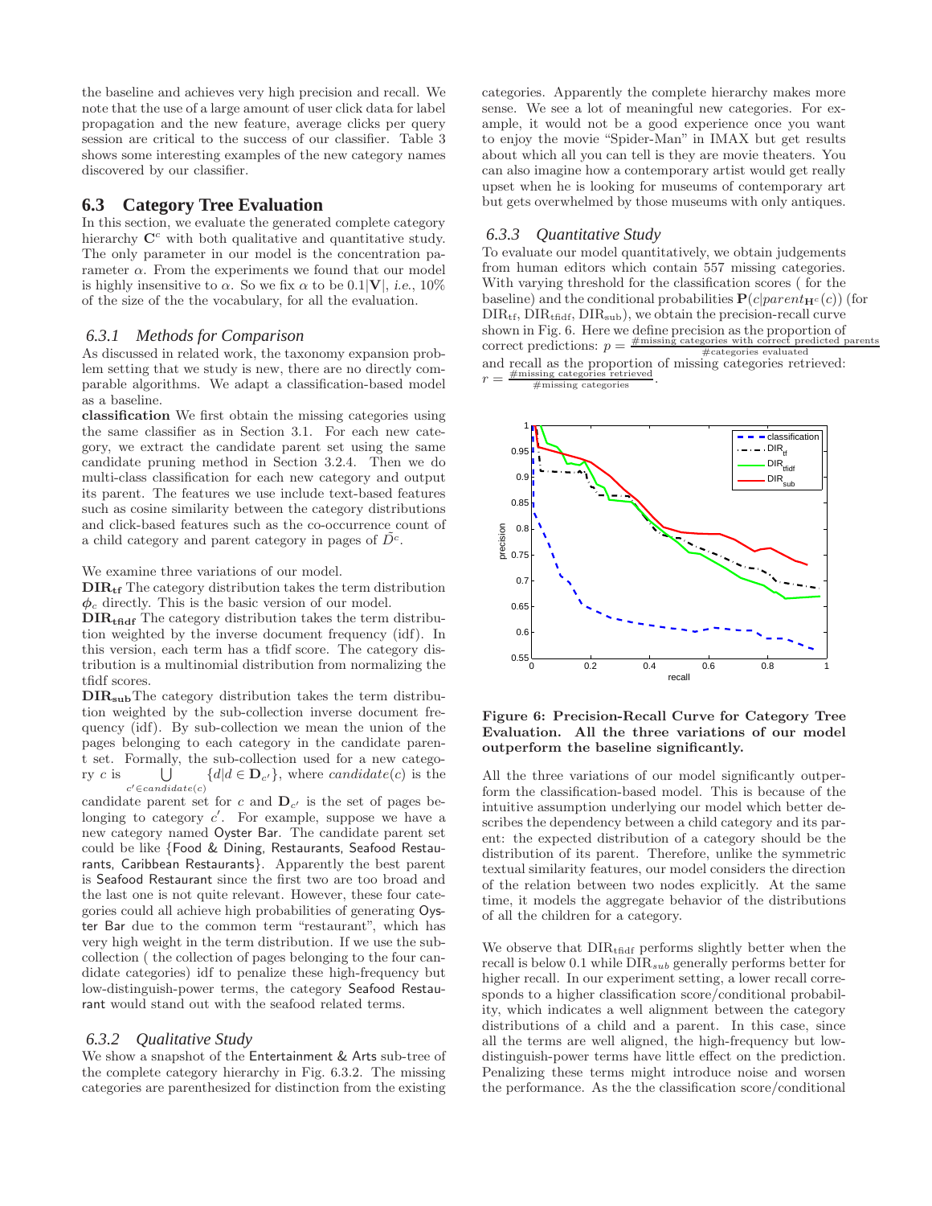the baseline and achieves very high precision and recall. We note that the use of a large amount of user click data for label propagation and the new feature, average clicks per query session are critical to the success of our classifier. Table 3 shows some interesting examples of the new category names discovered by our classifier.

## 6.3 Category Tree Evaluation

In this section, we evaluate the generated complete category hierarchy $\mathbf{C}^c$ with both qualitative and quantitative study. The only parameter in our model is the concentration parameter $\alpha$. From the experiments we found that our model is highly insensitive to $\alpha$. So we fix $\alpha$ to be $0.1|\mathbf{V}|$, *i.e.*, 10% of the size of the the vocabulary, for all the evaluation.

### 6.3.1 Methods for Comparison

As discussed in related work, the taxonomy expansion problem setting that we study is new, there are no directly comparable algorithms. We adapt a classification-based model as a baseline.

**classification** We first obtain the missing categories using the same classifier as in Section 3.1. For each new category, we extract the candidate parent set using the same candidate pruning method in Section 3.2.4. Then we do multi-class classification for each new category and output its parent. The features we use include text-based features such as cosine similarity between the category distributions and click-based features such as the co-occurrence count of a child category and parent category in pages of $\tilde{D}^c$.

We examine three variations of our model.

**$\mathbf{DIR_{tf}}$** The category distribution takes the term distribution $\boldsymbol{\phi}_c$ directly. This is the basic version of our model.

**$\mathbf{DIR_{tfidf}}$** The category distribution takes the term distribution weighted by the inverse document frequency (idf). In this version, each term has a tfidf score. The category distribution is a multinomial distribution from normalizing the tfidf scores.

**$\mathbf{DIR_{sub}}$** The category distribution takes the term distribution weighted by the sub-collection inverse document frequency (idf). By sub-collection we mean the union of the pages belonging to each category in the candidate parent set. Formally, the sub-collection used for a new category $c$ is $\bigcup_{c' \in candidate(c)} \{d | d \in \mathbf{D}_{c'}\}$, where $candidate(c)$ is the candidate parent set for $c$ and $\mathbf{D}_{c'}$ is the set of pages belonging to category $c'$. For example, suppose we have a new category named Oyster Bar. The candidate parent set could be like {Food & Dining, Restaurants, Seafood Restaurants, Caribbean Restaurants}. Apparently the best parent is Seafood Restaurant since the first two are too broad and the last one is not quite relevant. However, these four categories could all achieve high probabilities of generating Oyster Bar due to the common term "restaurant", which has very high weight in the term distribution. If we use the subcollection ( the collection of pages belonging to the four candidate categories) idf to penalize these high-frequency but low-distinguish-power terms, the category Seafood Restaurant would stand out with the seafood related terms.

### 6.3.2 Qualitative Study

We show a snapshot of the Entertainment & Arts sub-tree of the complete category hierarchy in Fig. 6.3.2. The missing categories are parenthesized for distinction from the existing categories. Apparently the complete hierarchy makes more sense. We see a lot of meaningful new categories. For example, it would not be a good experience once you want to enjoy the movie "Spider-Man" in IMAX but get results about which all you can tell is they are movie theaters. You can also imagine how a contemporary artist would get really upset when he is looking for museums of contemporary art but gets overwhelmed by those museums with only antiques.

### 6.3.3 Quantitative Study

To evaluate our model quantitatively, we obtain judgements from human editors which contain 557 missing categories. With varying threshold for the classification scores ( for the baseline) and the conditional probabilities $\mathbf{P}(c|parent_{\mathbf{H}^c}(c))$ (for $\mathrm{DIR_{tf}}$, $\mathrm{DIR_{tfidf}}$, $\mathrm{DIR_{sub}}$), we obtain the precision-recall curve shown in Fig. 6. Here we define precision as the proportion of correct predictions: $p = \frac{\#\text{missing categories with correct predicted parents}}{\#\text{categories evaluated}}$ and recall as the proportion of missing categories retrieved: $r = \frac{\#\text{missing categories retrieved}}{\#\text{missing categories}}$.

**Figure 6: Precision-Recall Curve for Category Tree Evaluation. All the three variations of our model outperform the baseline significantly.**

All the three variations of our model significantly outperform the classification-based model. This is because of the intuitive assumption underlying our model which better describes the dependency between a child category and its parent: the expected distribution of a category should be the distribution of its parent. Therefore, unlike the symmetric textual similarity features, our model considers the direction of the relation between two nodes explicitly. At the same time, it models the aggregate behavior of the distributions of all the children for a category.

We observe that $\mathrm{DIR_{tfidf}}$ performs slightly better when the recall is below 0.1 while $\mathrm{DIR}_{sub}$ generally performs better for higher recall. In our experiment setting, a lower recall corresponds to a higher classification score/conditional probability, which indicates a well alignment between the category distributions of a child and a parent. In this case, since all the terms are well aligned, the high-frequency but low-distinguish-power terms have little effect on the prediction. Penalizing these terms might introduce noise and worsen the performance. As the the classification score/conditional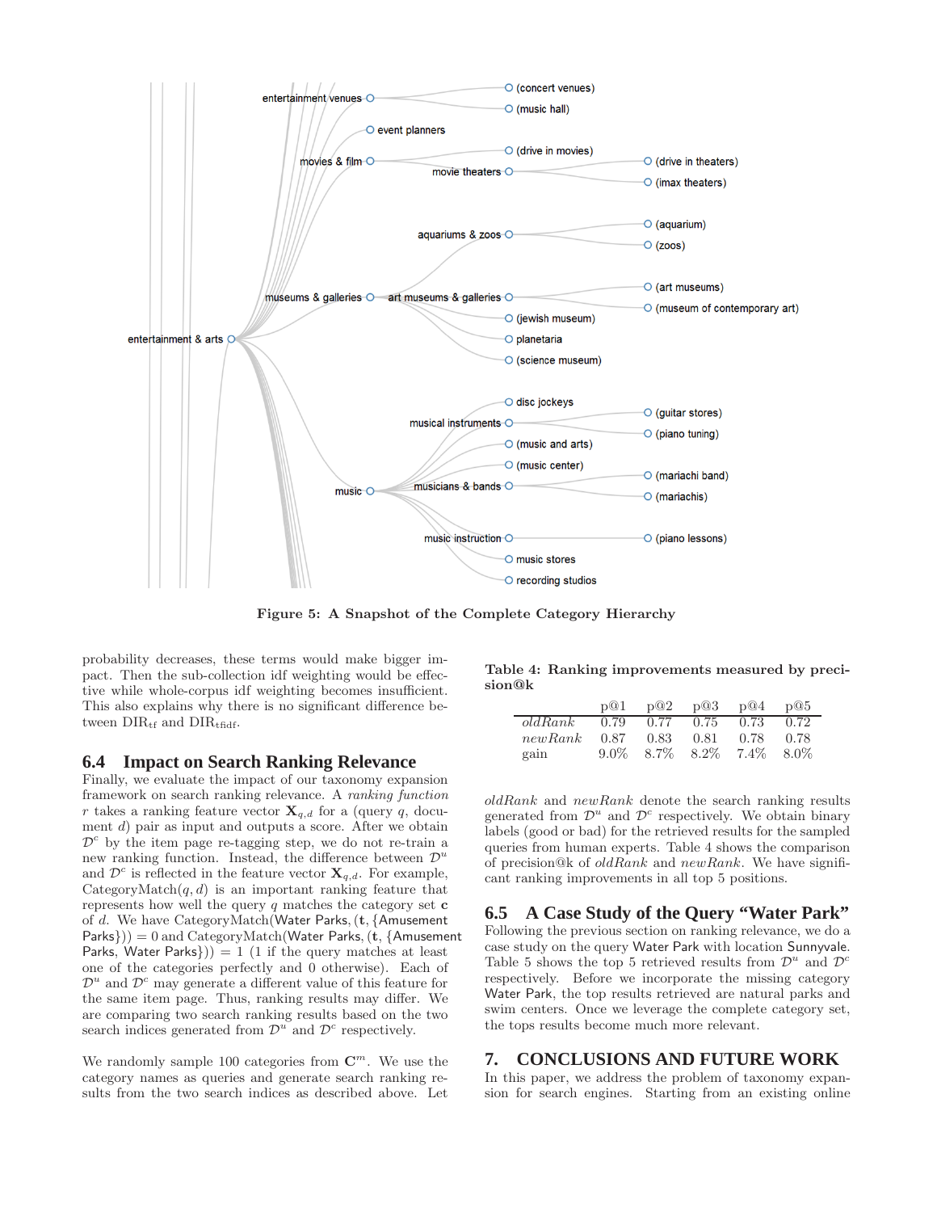Figure 5: A Snapshot of the Complete Category Hierarchy

probability decreases, these terms would make bigger impact. Then the sub-collection idf weighting would be effective while whole-corpus idf weighting becomes insufficient. This also explains why there is no significant difference between $\text{DIR}_{\text{tf}}$ and $\text{DIR}_{\text{tfidf}}$.

## 6.4 Impact on Search Ranking Relevance

Finally, we evaluate the impact of our taxonomy expansion framework on search ranking relevance. A *ranking function* $r$ takes a ranking feature vector $\mathbf{X}_{q,d}$ for a (query $q$, document $d$) pair as input and outputs a score. After we obtain $\mathcal{D}^c$ by the item page re-tagging step, we do not re-train a new ranking function. Instead, the difference between $\mathcal{D}^u$ and $\mathcal{D}^c$ is reflected in the feature vector $\mathbf{X}_{q,d}$. For example, $\text{CategoryMatch}(q, d)$ is an important ranking feature that represents how well the query $q$ matches the category set $\mathbf{c}$ of $d$. We have CategoryMatch(Water Parks, ($\mathbf{t}$, {Amusement Parks})) $= 0$ and CategoryMatch(Water Parks, ($\mathbf{t}$, {Amusement Parks, Water Parks})) $= 1$ (1 if the query matches at least one of the categories perfectly and 0 otherwise). Each of $\mathcal{D}^u$ and $\mathcal{D}^c$ may generate a different value of this feature for the same item page. Thus, ranking results may differ. We are comparing two search ranking results based on the two search indices generated from $\mathcal{D}^u$ and $\mathcal{D}^c$ respectively.

We randomly sample 100 categories from $\mathbf{C}^m$. We use the category names as queries and generate search ranking results from the two search indices as described above. Let *oldRank* and *newRank* denote the search ranking results generated from $\mathcal{D}^u$ and $\mathcal{D}^c$ respectively. We obtain binary labels (good or bad) for the retrieved results for the sampled queries from human experts. Table 4 shows the comparison of precision@k of *oldRank* and *newRank*. We have significant ranking improvements in all top 5 positions.

**Table 4: Ranking improvements measured by precision@k**

| | p@1 | p@2 | p@3 | p@4 | p@5 |
|---|---|---|---|---|---|
| *oldRank* | 0.79 | 0.77 | 0.75 | 0.73 | 0.72 |
| *newRank* | 0.87 | 0.83 | 0.81 | 0.78 | 0.78 |
| gain | 9.0% | 8.7% | 8.2% | 7.4% | 8.0% |

## 6.5 A Case Study of the Query "Water Park"

Following the previous section on ranking relevance, we do a case study on the query Water Park with location Sunnyvale. Table 5 shows the top 5 retrieved results from $\mathcal{D}^u$ and $\mathcal{D}^c$ respectively. Before we incorporate the missing category Water Park, the top results retrieved are natural parks and swim centers. Once we leverage the complete category set, the tops results become much more relevant.

## 7. CONCLUSIONS AND FUTURE WORK

In this paper, we address the problem of taxonomy expansion for search engines. Starting from an existing online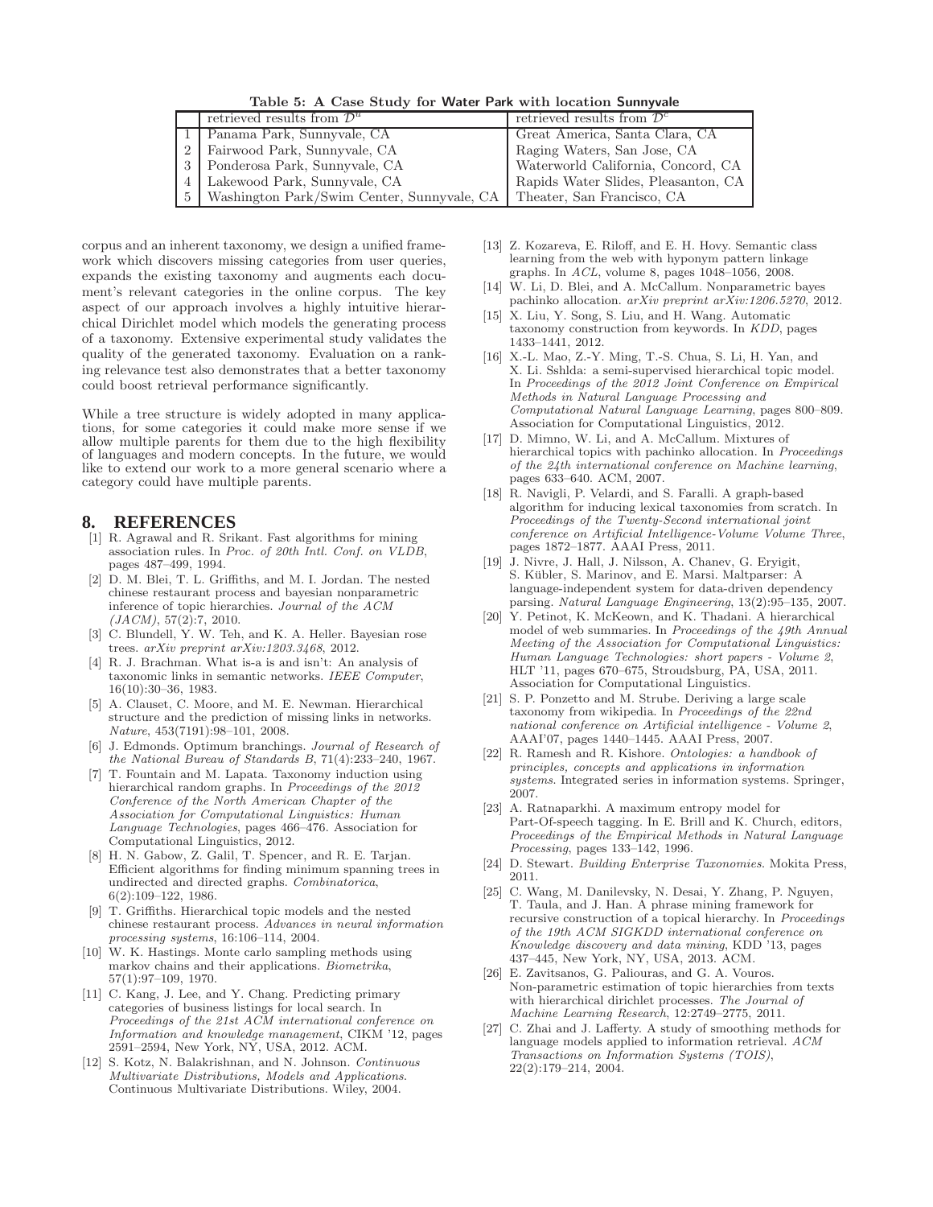**Table 5: A Case Study for Water Park with location Sunnyvale**

| | retrieved results from $\mathcal{D}^u$ | retrieved results from $\mathcal{D}^c$ |
|---|---|---|
| 1 | Panama Park, Sunnyvale, CA | Great America, Santa Clara, CA |
| 2 | Fairwood Park, Sunnyvale, CA | Raging Waters, San Jose, CA |
| 3 | Ponderosa Park, Sunnyvale, CA | Waterworld California, Concord, CA |
| 4 | Lakewood Park, Sunnyvale, CA | Rapids Water Slides, Pleasanton, CA |
| 5 | Washington Park/Swim Center, Sunnyvale, CA | Theater, San Francisco, CA |

corpus and an inherent taxonomy, we design a unified framework which discovers missing categories from user queries, expands the existing taxonomy and augments each document's relevant categories in the online corpus. The key aspect of our approach involves a highly intuitive hierarchical Dirichlet model which models the generating process of a taxonomy. Extensive experimental study validates the quality of the generated taxonomy. Evaluation on a ranking relevance test also demonstrates that a better taxonomy could boost retrieval performance significantly.

While a tree structure is widely adopted in many applications, for some categories it could make more sense if we allow multiple parents for them due to the high flexibility of languages and modern concepts. In the future, we would like to extend our work to a more general scenario where a category could have multiple parents.

# 8. REFERENCES

[1] R. Agrawal and R. Srikant. Fast algorithms for mining association rules. In *Proc. of 20th Intl. Conf. on VLDB*, pages 487–499, 1994.

[2] D. M. Blei, T. L. Griffiths, and M. I. Jordan. The nested chinese restaurant process and bayesian nonparametric inference of topic hierarchies. *Journal of the ACM (JACM)*, 57(2):7, 2010.

[3] C. Blundell, Y. W. Teh, and K. A. Heller. Bayesian rose trees. *arXiv preprint arXiv:1203.3468*, 2012.

[4] R. J. Brachman. What is-a is and isn't: An analysis of taxonomic links in semantic networks. *IEEE Computer*, 16(10):30–36, 1983.

[5] A. Clauset, C. Moore, and M. E. Newman. Hierarchical structure and the prediction of missing links in networks. *Nature*, 453(7191):98–101, 2008.

[6] J. Edmonds. Optimum branchings. *Journal of Research of the National Bureau of Standards B*, 71(4):233–240, 1967.

[7] T. Fountain and M. Lapata. Taxonomy induction using hierarchical random graphs. In *Proceedings of the 2012 Conference of the North American Chapter of the Association for Computational Linguistics: Human Language Technologies*, pages 466–476. Association for Computational Linguistics, 2012.

[8] H. N. Gabow, Z. Galil, T. Spencer, and R. E. Tarjan. Efficient algorithms for finding minimum spanning trees in undirected and directed graphs. *Combinatorica*, 6(2):109–122, 1986.

[9] T. Griffiths. Hierarchical topic models and the nested chinese restaurant process. *Advances in neural information processing systems*, 16:106–114, 2004.

[10] W. K. Hastings. Monte carlo sampling methods using markov chains and their applications. *Biometrika*, 57(1):97–109, 1970.

[11] C. Kang, J. Lee, and Y. Chang. Predicting primary categories of business listings for local search. In *Proceedings of the 21st ACM international conference on Information and knowledge management*, CIKM '12, pages 2591–2594, New York, NY, USA, 2012. ACM.

[12] S. Kotz, N. Balakrishnan, and N. Johnson. *Continuous Multivariate Distributions, Models and Applications*. Continuous Multivariate Distributions. Wiley, 2004.

[13] Z. Kozareva, E. Riloff, and E. H. Hovy. Semantic class learning from the web with hyponym pattern linkage graphs. In *ACL*, volume 8, pages 1048–1056, 2008.

[14] W. Li, D. Blei, and A. McCallum. Nonparametric bayes pachinko allocation. *arXiv preprint arXiv:1206.5270*, 2012.

[15] X. Liu, Y. Song, S. Liu, and H. Wang. Automatic taxonomy construction from keywords. In *KDD*, pages 1433–1441, 2012.

[16] X.-L. Mao, Z.-Y. Ming, T.-S. Chua, S. Li, H. Yan, and X. Li. Sshlda: a semi-supervised hierarchical topic model. In *Proceedings of the 2012 Joint Conference on Empirical Methods in Natural Language Processing and Computational Natural Language Learning*, pages 800–809. Association for Computational Linguistics, 2012.

[17] D. Mimno, W. Li, and A. McCallum. Mixtures of hierarchical topics with pachinko allocation. In *Proceedings of the 24th international conference on Machine learning*, pages 633–640. ACM, 2007.

[18] R. Navigli, P. Velardi, and S. Faralli. A graph-based algorithm for inducing lexical taxonomies from scratch. In *Proceedings of the Twenty-Second international joint conference on Artificial Intelligence-Volume Volume Three*, pages 1872–1877. AAAI Press, 2011.

[19] J. Nivre, J. Hall, J. Nilsson, A. Chanev, G. Eryigit, S. Kübler, S. Marinov, and E. Marsi. Maltparser: A language-independent system for data-driven dependency parsing. *Natural Language Engineering*, 13(2):95–135, 2007.

[20] Y. Petinot, K. McKeown, and K. Thadani. A hierarchical model of web summaries. In *Proceedings of the 49th Annual Meeting of the Association for Computational Linguistics: Human Language Technologies: short papers - Volume 2*, HLT '11, pages 670–675, Stroudsburg, PA, USA, 2011. Association for Computational Linguistics.

[21] S. P. Ponzetto and M. Strube. Deriving a large scale taxonomy from wikipedia. In *Proceedings of the 22nd national conference on Artificial intelligence - Volume 2*, AAAI'07, pages 1440–1445. AAAI Press, 2007.

[22] R. Ramesh and R. Kishore. *Ontologies: a handbook of principles, concepts and applications in information systems*. Integrated series in information systems. Springer, 2007.

[23] A. Ratnaparkhi. A maximum entropy model for Part-Of-speech tagging. In E. Brill and K. Church, editors, *Proceedings of the Empirical Methods in Natural Language Processing*, pages 133–142, 1996.

[24] D. Stewart. *Building Enterprise Taxonomies*. Mokita Press, 2011.

[25] C. Wang, M. Danilevsky, N. Desai, Y. Zhang, P. Nguyen, T. Taula, and J. Han. A phrase mining framework for recursive construction of a topical hierarchy. In *Proceedings of the 19th ACM SIGKDD international conference on Knowledge discovery and data mining*, KDD '13, pages 437–445, New York, NY, USA, 2013. ACM.

[26] E. Zavitsanos, G. Paliouras, and G. A. Vouros. Non-parametric estimation of topic hierarchies from texts with hierarchical dirichlet processes. *The Journal of Machine Learning Research*, 12:2749–2775, 2011.

[27] C. Zhai and J. Lafferty. A study of smoothing methods for language models applied to information retrieval. *ACM Transactions on Information Systems (TOIS)*, 22(2):179–214, 2004.